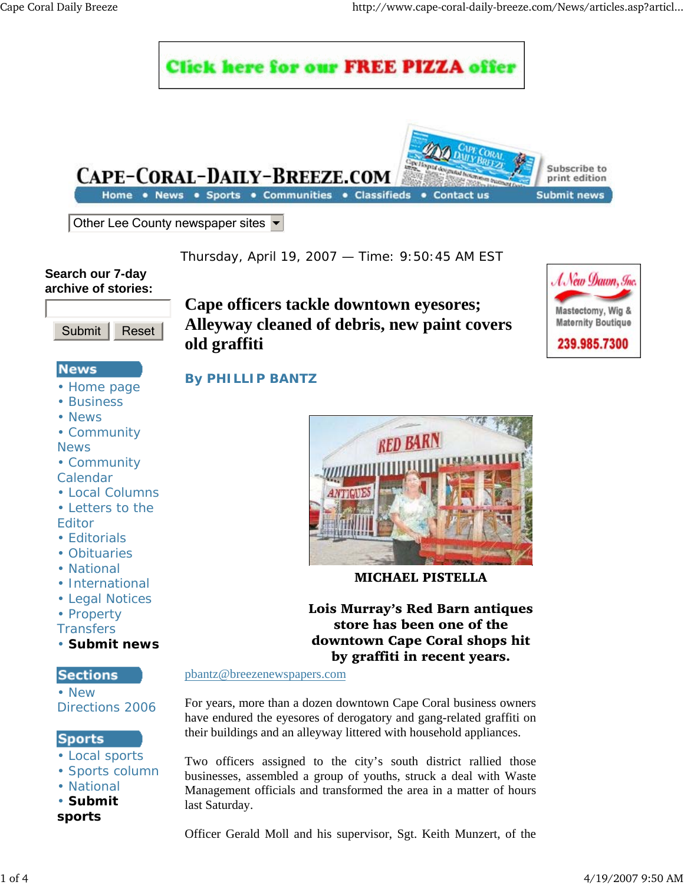Thursday, April 19, 2007 — Time: 9:50:45 AM EST

# Cape officers tackle downtown eyesores; Alleyway cleaned of debris, new paint covers old graffiti

**By PHILLIP BANTZ**

**MICHAEL PISTELLA**

**Lois Murray's Red Barn antiques store has been one of the downtown Cape Coral shops hit by graffiti in recent years.**

pbantz@breezenewspapers.com

For years, more than a dozen downtown Cape Coral business owners have endured the eyesores of derogatory and gang-related graffiti on their buildings and an alleyway littered with household appliances.

Two officers assigned to the city's south district rallied those businesses, assembled a group of youths, struck a deal with Waste Management officials and transformed the area in a matter of hours last Saturday.

Officer Gerald Moll and his supervisor, Sgt. Keith Munzert, of the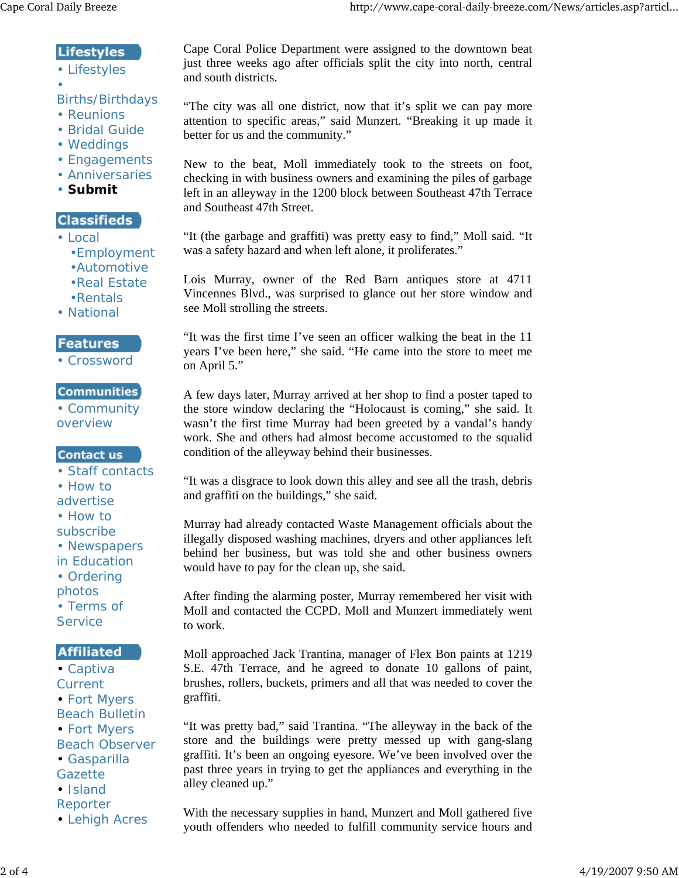**Lifestyles**

- Lifestyles
- Births/Birthdays
- Reunions
- Bridal Guide
- Weddings
- Engagements
- Anniversaries
- **Submit**

**Classifieds**

- Local
  - Employment
  - Automotive
  - Real Estate
  - Rentals
- National

**Features**

- Crossword

**Communities**

- Community overview

**Contact us**

- Staff contacts
- How to advertise
- How to subscribe
- Newspapers in Education
- Ordering photos
- Terms of Service

**Affiliated**

- Captiva Current
- Fort Myers Beach Bulletin
- Fort Myers Beach Observer
- Gasparilla Gazette
- Island Reporter
- Lehigh Acres

Cape Coral Police Department were assigned to the downtown beat just three weeks ago after officials split the city into north, central and south districts.

"The city was all one district, now that it's split we can pay more attention to specific areas," said Munzert. "Breaking it up made it better for us and the community."

New to the beat, Moll immediately took to the streets on foot, checking in with business owners and examining the piles of garbage left in an alleyway in the 1200 block between Southeast 47th Terrace and Southeast 47th Street.

"It (the garbage and graffiti) was pretty easy to find," Moll said. "It was a safety hazard and when left alone, it proliferates."

Lois Murray, owner of the Red Barn antiques store at 4711 Vincennes Blvd., was surprised to glance out her store window and see Moll strolling the streets.

"It was the first time I've seen an officer walking the beat in the 11 years I've been here," she said. "He came into the store to meet me on April 5."

A few days later, Murray arrived at her shop to find a poster taped to the store window declaring the "Holocaust is coming," she said. It wasn't the first time Murray had been greeted by a vandal's handy work. She and others had almost become accustomed to the squalid condition of the alleyway behind their businesses.

"It was a disgrace to look down this alley and see all the trash, debris and graffiti on the buildings," she said.

Murray had already contacted Waste Management officials about the illegally disposed washing machines, dryers and other appliances left behind her business, but was told she and other business owners would have to pay for the clean up, she said.

After finding the alarming poster, Murray remembered her visit with Moll and contacted the CCPD. Moll and Munzert immediately went to work.

Moll approached Jack Trantina, manager of Flex Bon paints at 1219 S.E. 47th Terrace, and he agreed to donate 10 gallons of paint, brushes, rollers, buckets, primers and all that was needed to cover the graffiti.

"It was pretty bad," said Trantina. "The alleyway in the back of the store and the buildings were pretty messed up with gang-slang graffiti. It's been an ongoing eyesore. We've been involved over the past three years in trying to get the appliances and everything in the alley cleaned up."

With the necessary supplies in hand, Munzert and Moll gathered five youth offenders who needed to fulfill community service hours and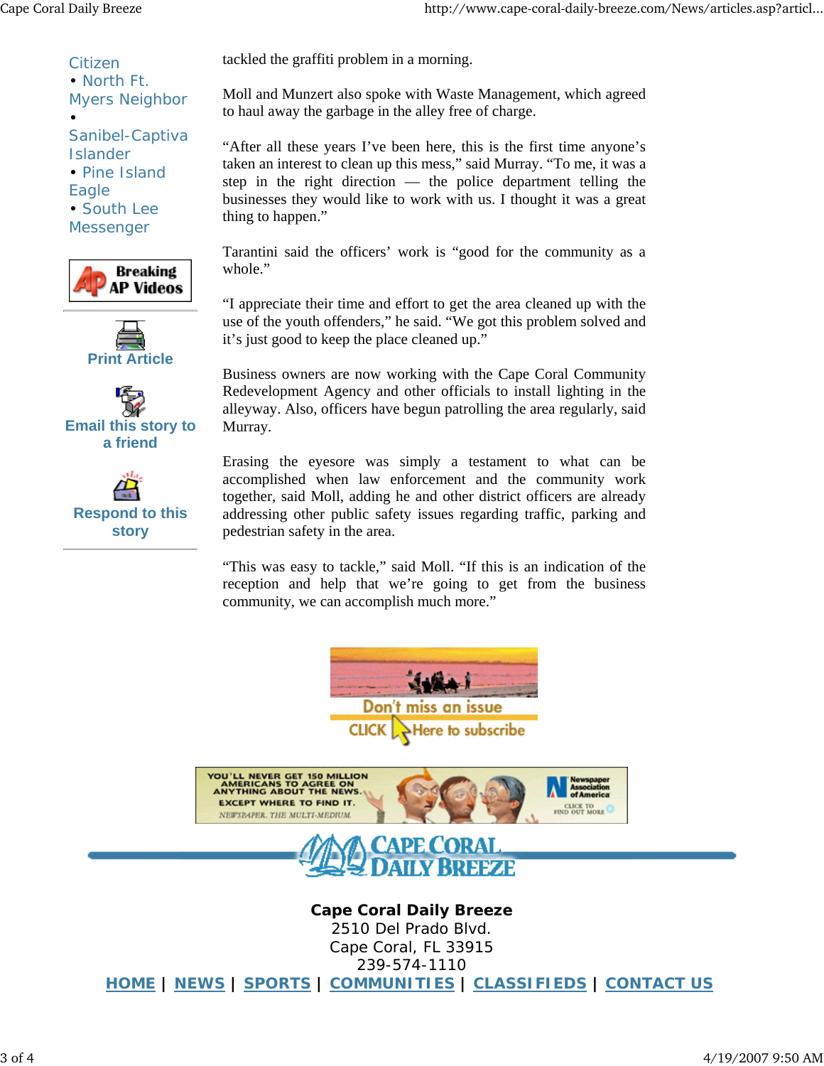Citizen
• North Ft. Myers Neighbor
• Sanibel-Captiva Islander
• Pine Island Eagle
• South Lee Messenger

Print Article

Email this story to a friend

Respond to this story

tackled the graffiti problem in a morning.

Moll and Munzert also spoke with Waste Management, which agreed to haul away the garbage in the alley free of charge.

"After all these years I've been here, this is the first time anyone's taken an interest to clean up this mess," said Murray. "To me, it was a step in the right direction — the police department telling the businesses they would like to work with us. I thought it was a great thing to happen."

Tarantini said the officers' work is "good for the community as a whole."

"I appreciate their time and effort to get the area cleaned up with the use of the youth offenders," he said. "We got this problem solved and it's just good to keep the place cleaned up."

Business owners are now working with the Cape Coral Community Redevelopment Agency and other officials to install lighting in the alleyway. Also, officers have begun patrolling the area regularly, said Murray.

Erasing the eyesore was simply a testament to what can be accomplished when law enforcement and the community work together, said Moll, adding he and other district officers are already addressing other public safety issues regarding traffic, parking and pedestrian safety in the area.

"This was easy to tackle," said Moll. "If this is an indication of the reception and help that we're going to get from the business community, we can accomplish much more."

**Cape Coral Daily Breeze**
2510 Del Prado Blvd.
Cape Coral, FL 33915
239-574-1110

HOME | NEWS | SPORTS | COMMUNITIES | CLASSIFIEDS | CONTACT US